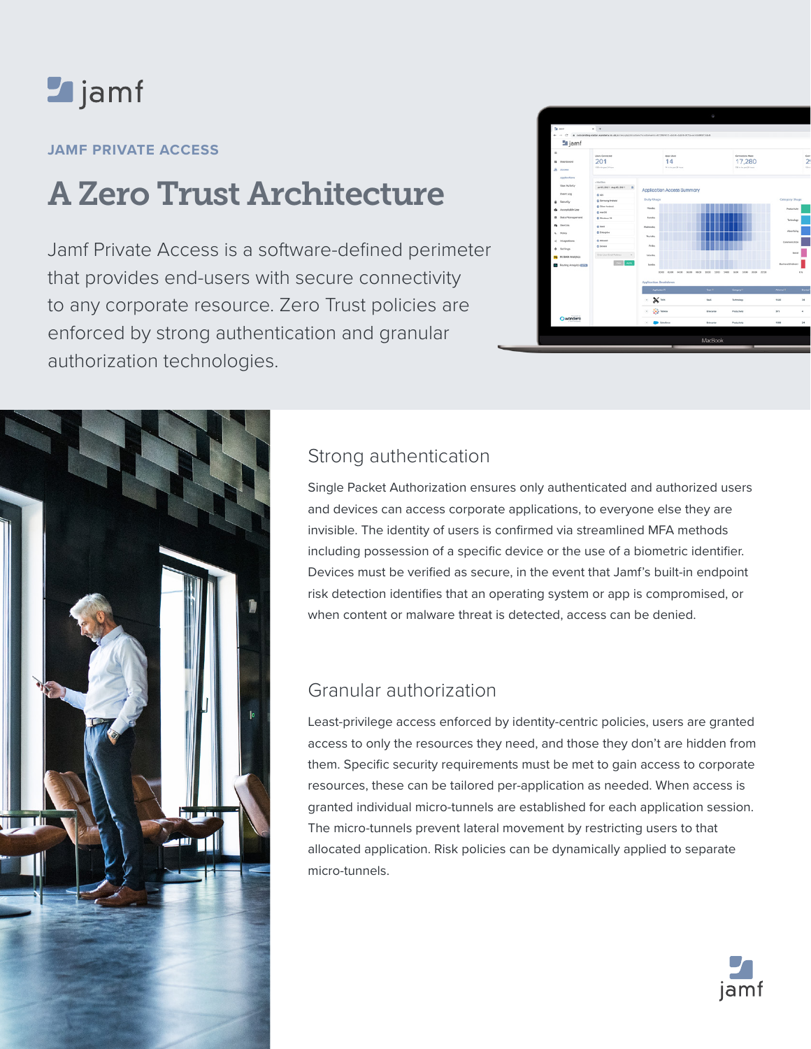JAMF PRIVATE ACCESS

# A Zero Trust Architecture

Jamf Private Access is a software-defined perimeter that provides end-users with secure connectivity to any corporate resource. Zero Trust policies are enforced by strong authentication and granular authorization technologies.

## Strong authentication

Single Packet Authorization ensures only authenticated and authorized users and devices can access corporate applications, to everyone else they are invisible. The identity of users is confirmed via streamlined MFA methods including possession of a specific device or the use of a biometric identifier. Devices must be verified as secure, in the event that Jamf's built-in endpoint risk detection identifies that an operating system or app is compromised, or when content or malware threat is detected, access can be denied.

## Granular authorization

Least-privilege access enforced by identity-centric policies, users are granted access to only the resources they need, and those they don't are hidden from them. Specific security requirements must be met to gain access to corporate resources, these can be tailored per-application as needed. When access is granted individual micro-tunnels are established for each application session. The micro-tunnels prevent lateral movement by restricting users to that allocated application. Risk policies can be dynamically applied to separate micro-tunnels.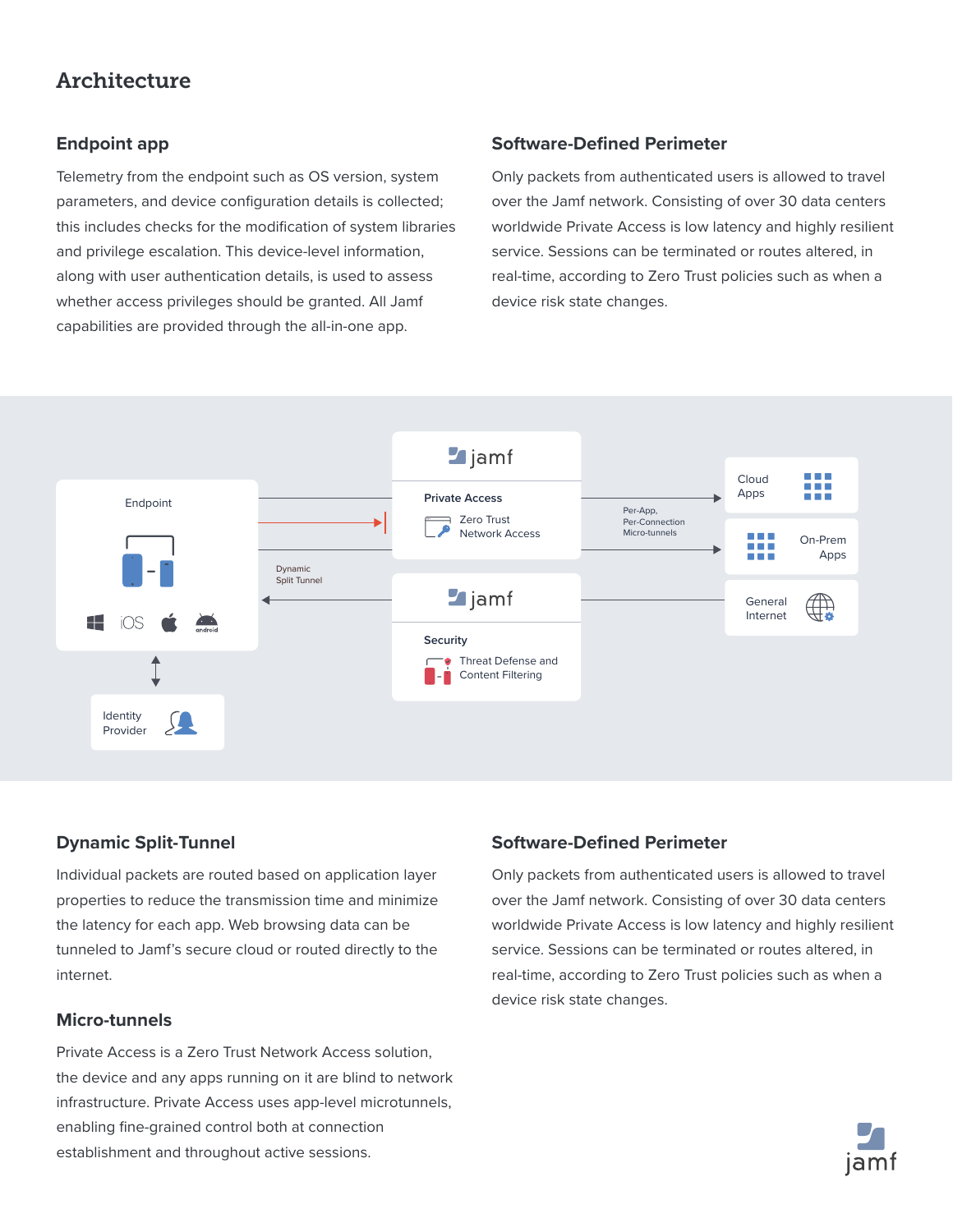# Architecture

## Endpoint app

Telemetry from the endpoint such as OS version, system parameters, and device configuration details is collected; this includes checks for the modification of system libraries and privilege escalation. This device-level information, along with user authentication details, is used to assess whether access privileges should be granted. All Jamf capabilities are provided through the all-in-one app.

## Software-Defined Perimeter

Only packets from authenticated users is allowed to travel over the Jamf network. Consisting of over 30 data centers worldwide Private Access is low latency and highly resilient service. Sessions can be terminated or routes altered, in real-time, according to Zero Trust policies such as when a device risk state changes.

Endpoint

iOS

Identity Provider

Dynamic Split Tunnel

jamf

Private Access

Zero Trust Network Access

jamf

Security

Threat Defense and Content Filtering

Per-App, Per-Connection Micro-tunnels

Cloud Apps

On-Prem Apps

General Internet

## Dynamic Split-Tunnel

Individual packets are routed based on application layer properties to reduce the transmission time and minimize the latency for each app. Web browsing data can be tunneled to Jamf's secure cloud or routed directly to the internet.

## Micro-tunnels

Private Access is a Zero Trust Network Access solution, the device and any apps running on it are blind to network infrastructure. Private Access uses app-level microtunnels, enabling fine-grained control both at connection establishment and throughout active sessions.

## Software-Defined Perimeter

Only packets from authenticated users is allowed to travel over the Jamf network. Consisting of over 30 data centers worldwide Private Access is low latency and highly resilient service. Sessions can be terminated or routes altered, in real-time, according to Zero Trust policies such as when a device risk state changes.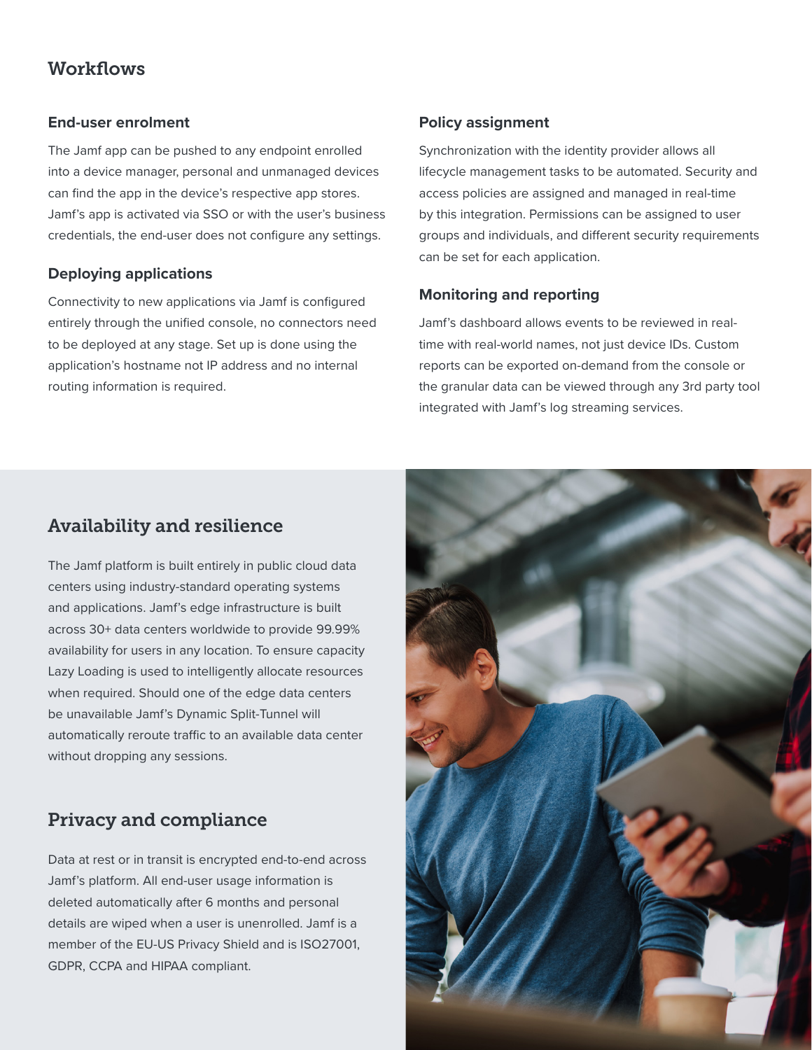## Workflows

### End-user enrolment

The Jamf app can be pushed to any endpoint enrolled into a device manager, personal and unmanaged devices can find the app in the device's respective app stores. Jamf's app is activated via SSO or with the user's business credentials, the end-user does not configure any settings.

### Deploying applications

Connectivity to new applications via Jamf is configured entirely through the unified console, no connectors need to be deployed at any stage. Set up is done using the application's hostname not IP address and no internal routing information is required.

### Policy assignment

Synchronization with the identity provider allows all lifecycle management tasks to be automated. Security and access policies are assigned and managed in real-time by this integration. Permissions can be assigned to user groups and individuals, and different security requirements can be set for each application.

### Monitoring and reporting

Jamf's dashboard allows events to be reviewed in real-time with real-world names, not just device IDs. Custom reports can be exported on-demand from the console or the granular data can be viewed through any 3rd party tool integrated with Jamf's log streaming services.

## Availability and resilience

The Jamf platform is built entirely in public cloud data centers using industry-standard operating systems and applications. Jamf's edge infrastructure is built across 30+ data centers worldwide to provide 99.99% availability for users in any location. To ensure capacity Lazy Loading is used to intelligently allocate resources when required. Should one of the edge data centers be unavailable Jamf's Dynamic Split-Tunnel will automatically reroute traffic to an available data center without dropping any sessions.

## Privacy and compliance

Data at rest or in transit is encrypted end-to-end across Jamf's platform. All end-user usage information is deleted automatically after 6 months and personal details are wiped when a user is unenrolled. Jamf is a member of the EU-US Privacy Shield and is ISO27001, GDPR, CCPA and HIPAA compliant.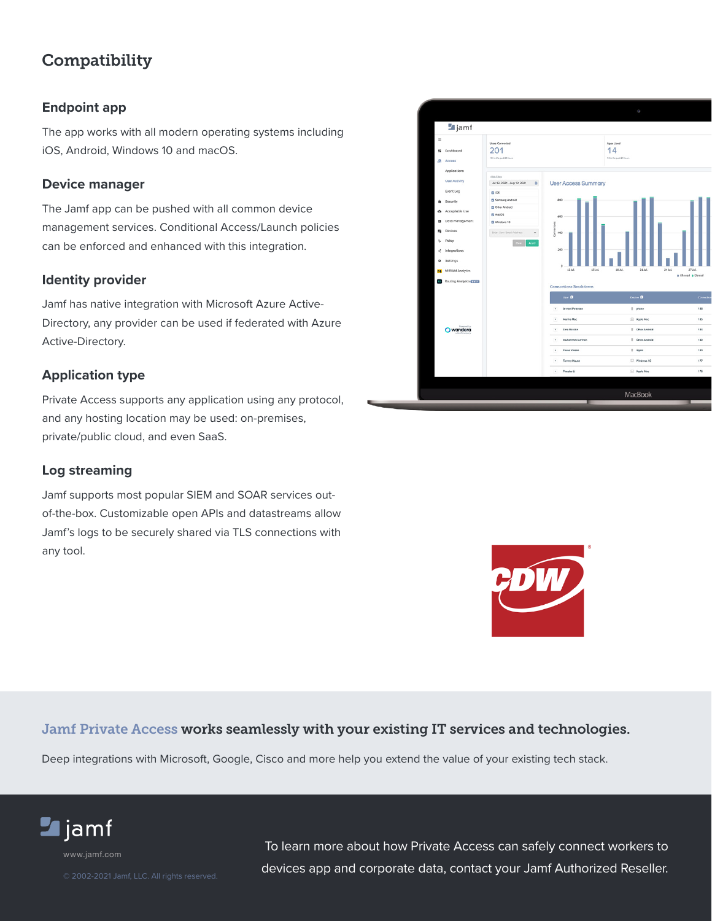# Compatibility

### Endpoint app

The app works with all modern operating systems including iOS, Android, Windows 10 and macOS.

### Device manager

The Jamf app can be pushed with all common device management services. Conditional Access/Launch policies can be enforced and enhanced with this integration.

### Identity provider

Jamf has native integration with Microsoft Azure Active-Directory, any provider can be used if federated with Azure Active-Directory.

### Application type

Private Access supports any application using any protocol, and any hosting location may be used: on-premises, private/public cloud, and even SaaS.

### Log streaming

Jamf supports most popular SIEM and SOAR services out-of-the-box. Customizable open APIs and datastreams allow Jamf's logs to be securely shared via TLS connections with any tool.

## Jamf Private Access **works seamlessly with your existing IT services and technologies.**

Deep integrations with Microsoft, Google, Cisco and more help you extend the value of your existing tech stack.

jamf

www.jamf.com

© 2002-2021 Jamf, LLC. All rights reserved.

To learn more about how Private Access can safely connect workers to devices app and corporate data, contact your Jamf Authorized Reseller.